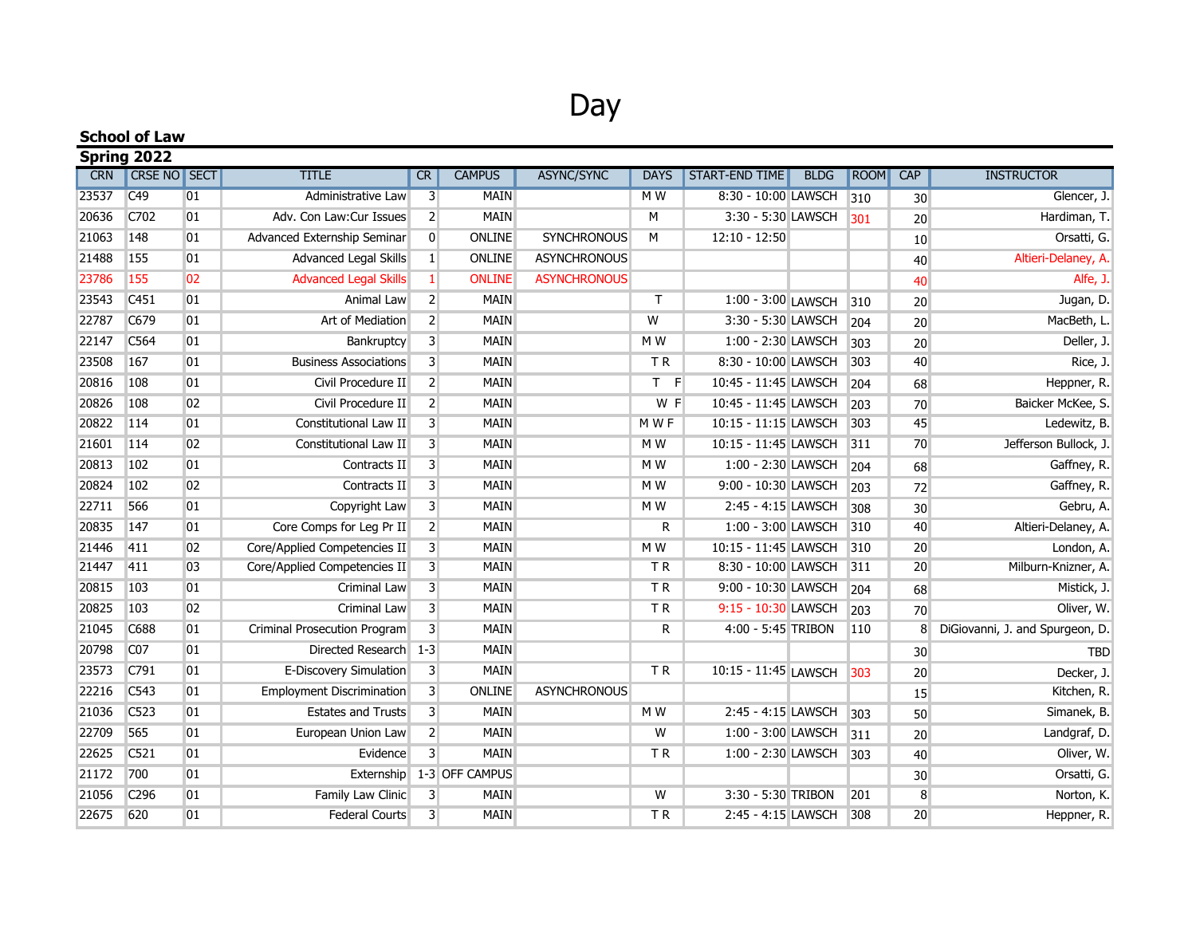# Day

## School of Law

### Spring 2022

| CRN | CRSE NO | SECT | TITLE | CR | CAMPUS | ASYNC/SYNC | DAYS | START-END TIME | BLDG | ROOM | CAP | INSTRUCTOR |
|---|---|---|---|---|---|---|---|---|---|---|---|---|
| 23537 | C49 | 01 | Administrative Law | 3 | MAIN | | M W | 8:30 - 10:00 | LAWSCH | 310 | 30 | Glencer, J. |
| 20636 | C702 | 01 | Adv. Con Law:Cur Issues | 2 | MAIN | | M | 3:30 - 5:30 | LAWSCH | 301 | 20 | Hardiman, T. |
| 21063 | 148 | 01 | Advanced Externship Seminar | 0 | ONLINE | SYNCHRONOUS | M | 12:10 - 12:50 | | | 10 | Orsatti, G. |
| 21488 | 155 | 01 | Advanced Legal Skills | 1 | ONLINE | ASYNCHRONOUS | | | | | 40 | Altieri-Delaney, A. |
| 23786 | 155 | 02 | Advanced Legal Skills | 1 | ONLINE | ASYNCHRONOUS | | | | | 40 | Alfe, J. |
| 23543 | C451 | 01 | Animal Law | 2 | MAIN | | T | 1:00 - 3:00 | LAWSCH | 310 | 20 | Jugan, D. |
| 22787 | C679 | 01 | Art of Mediation | 2 | MAIN | | W | 3:30 - 5:30 | LAWSCH | 204 | 20 | MacBeth, L. |
| 22147 | C564 | 01 | Bankruptcy | 3 | MAIN | | M W | 1:00 - 2:30 | LAWSCH | 303 | 20 | Deller, J. |
| 23508 | 167 | 01 | Business Associations | 3 | MAIN | | T R | 8:30 - 10:00 | LAWSCH | 303 | 40 | Rice, J. |
| 20816 | 108 | 01 | Civil Procedure II | 2 | MAIN | | T F | 10:45 - 11:45 | LAWSCH | 204 | 68 | Heppner, R. |
| 20826 | 108 | 02 | Civil Procedure II | 2 | MAIN | | W F | 10:45 - 11:45 | LAWSCH | 203 | 70 | Baicker McKee, S. |
| 20822 | 114 | 01 | Constitutional Law II | 3 | MAIN | | M W F | 10:15 - 11:15 | LAWSCH | 303 | 45 | Ledewitz, B. |
| 21601 | 114 | 02 | Constitutional Law II | 3 | MAIN | | M W | 10:15 - 11:45 | LAWSCH | 311 | 70 | Jefferson Bullock, J. |
| 20813 | 102 | 01 | Contracts II | 3 | MAIN | | M W | 1:00 - 2:30 | LAWSCH | 204 | 68 | Gaffney, R. |
| 20824 | 102 | 02 | Contracts II | 3 | MAIN | | M W | 9:00 - 10:30 | LAWSCH | 203 | 72 | Gaffney, R. |
| 22711 | 566 | 01 | Copyright Law | 3 | MAIN | | M W | 2:45 - 4:15 | LAWSCH | 308 | 30 | Gebru, A. |
| 20835 | 147 | 01 | Core Comps for Leg Pr II | 2 | MAIN | | R | 1:00 - 3:00 | LAWSCH | 310 | 40 | Altieri-Delaney, A. |
| 21446 | 411 | 02 | Core/Applied Competencies II | 3 | MAIN | | M W | 10:15 - 11:45 | LAWSCH | 310 | 20 | London, A. |
| 21447 | 411 | 03 | Core/Applied Competencies II | 3 | MAIN | | T R | 8:30 - 10:00 | LAWSCH | 311 | 20 | Milburn-Knizner, A. |
| 20815 | 103 | 01 | Criminal Law | 3 | MAIN | | T R | 9:00 - 10:30 | LAWSCH | 204 | 68 | Mistick, J. |
| 20825 | 103 | 02 | Criminal Law | 3 | MAIN | | T R | 9:15 - 10:30 | LAWSCH | 203 | 70 | Oliver, W. |
| 21045 | C688 | 01 | Criminal Prosecution Program | 3 | MAIN | | R | 4:00 - 5:45 | TRIBON | 110 | 8 | DiGiovanni, J. and Spurgeon, D. |
| 20798 | C07 | 01 | Directed Research | 1-3 | MAIN | | | | | | 30 | TBD |
| 23573 | C791 | 01 | E-Discovery Simulation | 3 | MAIN | | T R | 10:15 - 11:45 | LAWSCH | 303 | 20 | Decker, J. |
| 22216 | C543 | 01 | Employment Discrimination | 3 | ONLINE | ASYNCHRONOUS | | | | | 15 | Kitchen, R. |
| 21036 | C523 | 01 | Estates and Trusts | 3 | MAIN | | M W | 2:45 - 4:15 | LAWSCH | 303 | 50 | Simanek, B. |
| 22709 | 565 | 01 | European Union Law | 2 | MAIN | | W | 1:00 - 3:00 | LAWSCH | 311 | 20 | Landgraf, D. |
| 22625 | C521 | 01 | Evidence | 3 | MAIN | | T R | 1:00 - 2:30 | LAWSCH | 303 | 40 | Oliver, W. |
| 21172 | 700 | 01 | Externship | 1-3 | OFF CAMPUS | | | | | | 30 | Orsatti, G. |
| 21056 | C296 | 01 | Family Law Clinic | 3 | MAIN | | W | 3:30 - 5:30 | TRIBON | 201 | 8 | Norton, K. |
| 22675 | 620 | 01 | Federal Courts | 3 | MAIN | | T R | 2:45 - 4:15 | LAWSCH | 308 | 20 | Heppner, R. |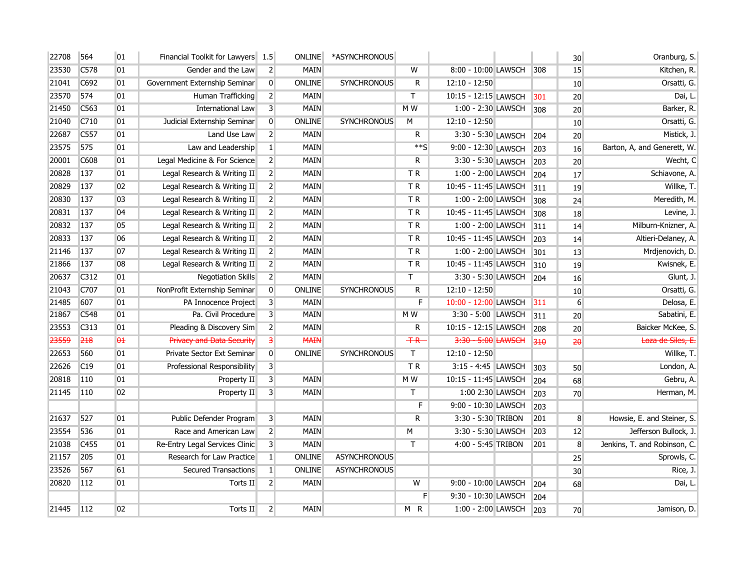| | | | | | | | | | | | | |
|---|---|---|---|---|---|---|---|---|---|---|---|---|
| 22708 | 564 | 01 | Financial Toolkit for Lawyers | 1.5 | ONLINE | *ASYNCHRONOUS | | | | | 30 | Oranburg, S. |
| 23530 | C578 | 01 | Gender and the Law | 2 | MAIN | | W | 8:00 - 10:00 | LAWSCH | 308 | 15 | Kitchen, R. |
| 21041 | C692 | 01 | Government Externship Seminar | 0 | ONLINE | SYNCHRONOUS | R | 12:10 - 12:50 | | | 10 | Orsatti, G. |
| 23570 | 574 | 01 | Human Trafficking | 2 | MAIN | | T | 10:15 - 12:15 | LAWSCH | 301 | 20 | Dai, L. |
| 21450 | C563 | 01 | International Law | 3 | MAIN | | M W | 1:00 - 2:30 | LAWSCH | 308 | 20 | Barker, R. |
| 21040 | C710 | 01 | Judicial Externship Seminar | 0 | ONLINE | SYNCHRONOUS | M | 12:10 - 12:50 | | | 10 | Orsatti, G. |
| 22687 | C557 | 01 | Land Use Law | 2 | MAIN | | R | 3:30 - 5:30 | LAWSCH | 204 | 20 | Mistick, J. |
| 23575 | 575 | 01 | Law and Leadership | 1 | MAIN | | **S | 9:00 - 12:30 | LAWSCH | 203 | 16 | Barton, A, and Generett, W. |
| 20001 | C608 | 01 | Legal Medicine & For Science | 2 | MAIN | | R | 3:30 - 5:30 | LAWSCH | 203 | 20 | Wecht, C |
| 20828 | 137 | 01 | Legal Research & Writing II | 2 | MAIN | | T R | 1:00 - 2:00 | LAWSCH | 204 | 17 | Schiavone, A. |
| 20829 | 137 | 02 | Legal Research & Writing II | 2 | MAIN | | T R | 10:45 - 11:45 | LAWSCH | 311 | 19 | Willke, T. |
| 20830 | 137 | 03 | Legal Research & Writing II | 2 | MAIN | | T R | 1:00 - 2:00 | LAWSCH | 308 | 24 | Meredith, M. |
| 20831 | 137 | 04 | Legal Research & Writing II | 2 | MAIN | | T R | 10:45 - 11:45 | LAWSCH | 308 | 18 | Levine, J. |
| 20832 | 137 | 05 | Legal Research & Writing II | 2 | MAIN | | T R | 1:00 - 2:00 | LAWSCH | 311 | 14 | Milburn-Knizner, A. |
| 20833 | 137 | 06 | Legal Research & Writing II | 2 | MAIN | | T R | 10:45 - 11:45 | LAWSCH | 203 | 14 | Altieri-Delaney, A. |
| 21146 | 137 | 07 | Legal Research & Writing II | 2 | MAIN | | T R | 1:00 - 2:00 | LAWSCH | 301 | 13 | Mrdjenovich, D. |
| 21866 | 137 | 08 | Legal Research & Writing II | 2 | MAIN | | T R | 10:45 - 11:45 | LAWSCH | 310 | 19 | Kwisnek, E. |
| 20637 | C312 | 01 | Negotiation Skills | 2 | MAIN | | T | 3:30 - 5:30 | LAWSCH | 204 | 16 | Glunt, J. |
| 21043 | C707 | 01 | NonProfit Externship Seminar | 0 | ONLINE | SYNCHRONOUS | R | 12:10 - 12:50 | | | 10 | Orsatti, G. |
| 21485 | 607 | 01 | PA Innocence Project | 3 | MAIN | | F | 10:00 - 12:00 | LAWSCH | 311 | 6 | Delosa, E. |
| 21867 | C548 | 01 | Pa. Civil Procedure | 3 | MAIN | | M W | 3:30 - 5:00 | LAWSCH | 311 | 20 | Sabatini, E. |
| 23553 | C313 | 01 | Pleading & Discovery Sim | 2 | MAIN | | R | 10:15 - 12:15 | LAWSCH | 208 | 20 | Baicker McKee, S. |
| ~~23559~~ | ~~218~~ | ~~01~~ | ~~Privacy and Data Security~~ | ~~3~~ | ~~MAIN~~ | | ~~T R~~ | ~~3:30 - 5:00~~ | ~~LAWSCH~~ | ~~310~~ | ~~20~~ | ~~Loza de Siles, E.~~ |
| 22653 | 560 | 01 | Private Sector Ext Seminar | 0 | ONLINE | SYNCHRONOUS | T | 12:10 - 12:50 | | | | Willke, T. |
| 22626 | C19 | 01 | Professional Responsibility | 3 | | | T R | 3:15 - 4:45 | LAWSCH | 303 | 50 | London, A. |
| 20818 | 110 | 01 | Property II | 3 | MAIN | | M W | 10:15 - 11:45 | LAWSCH | 204 | 68 | Gebru, A. |
| 21145 | 110 | 02 | Property II | 3 | MAIN | | T | 1:00 2:30 | LAWSCH | 203 | 70 | Herman, M. |
| | | | | | | | F | 9:00 - 10:30 | LAWSCH | 203 | | |
| 21637 | 527 | 01 | Public Defender Program | 3 | MAIN | | R | 3:30 - 5:30 | TRIBON | 201 | 8 | Howsie, E. and Steiner, S. |
| 23554 | 536 | 01 | Race and American Law | 2 | MAIN | | M | 3:30 - 5:30 | LAWSCH | 203 | 12 | Jefferson Bullock, J. |
| 21038 | C455 | 01 | Re-Entry Legal Services Clinic | 3 | MAIN | | T | 4:00 - 5:45 | TRIBON | 201 | 8 | Jenkins, T. and Robinson, C. |
| 21157 | 205 | 01 | Research for Law Practice | 1 | ONLINE | ASYNCHRONOUS | | | | | 25 | Sprowls, C. |
| 23526 | 567 | 61 | Secured Transactions | 1 | ONLINE | ASYNCHRONOUS | | | | | 30 | Rice, J. |
| 20820 | 112 | 01 | Torts II | 2 | MAIN | | W | 9:00 - 10:00 | LAWSCH | 204 | 68 | Dai, L. |
| | | | | | | | F | 9:30 - 10:30 | LAWSCH | 204 | | |
| 21445 | 112 | 02 | Torts II | 2 | MAIN | | M R | 1:00 - 2:00 | LAWSCH | 203 | 70 | Jamison, D. |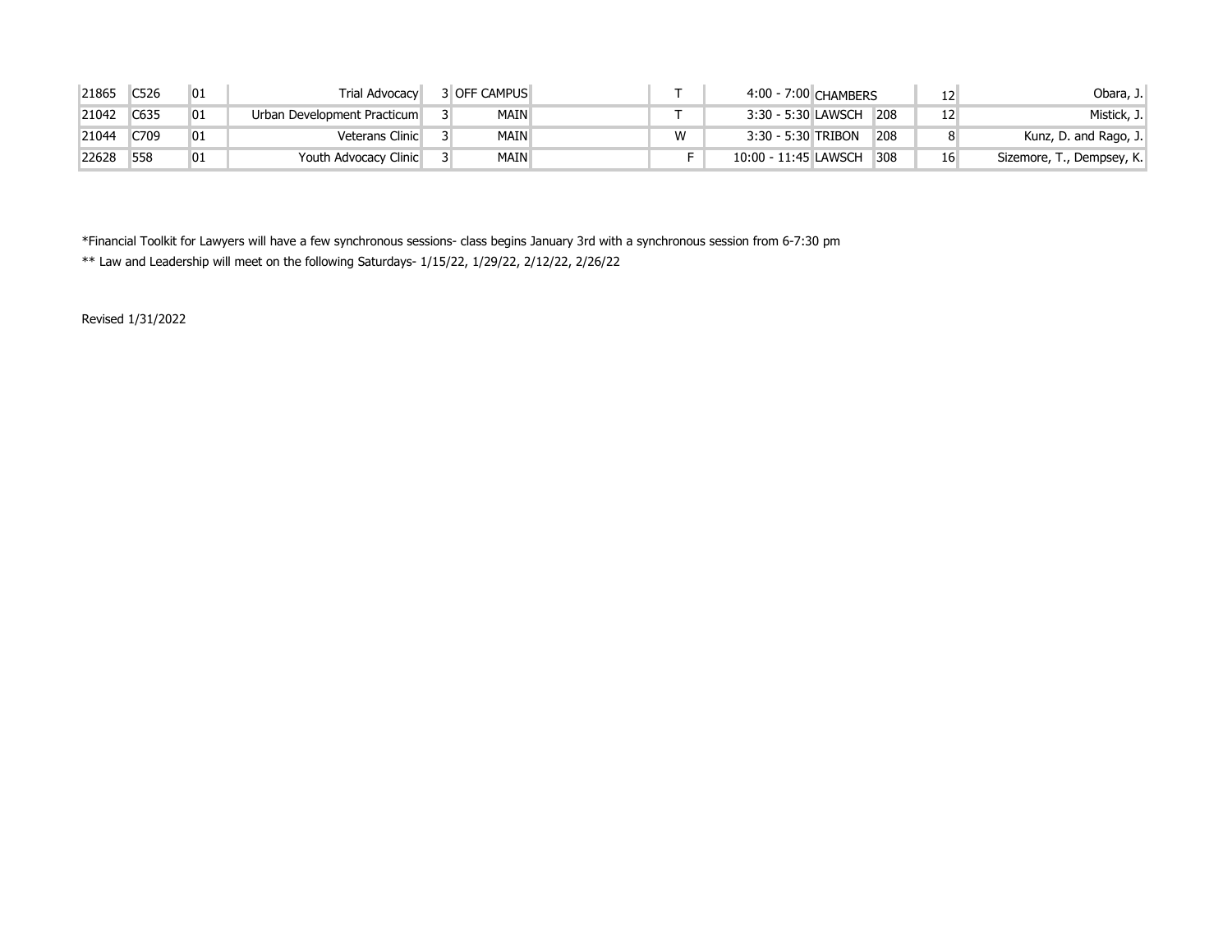| | | | | | | | | | | | |
|---|---|---|---|---|---|---|---|---|---|---|---|
| 21865 | C526 | 01 | Trial Advocacy | 3 | OFF CAMPUS | | T | 4:00 - 7:00 | CHAMBERS | | 12 | Obara, J. |
| 21042 | C635 | 01 | Urban Development Practicum | 3 | MAIN | | T | 3:30 - 5:30 | LAWSCH | 208 | 12 | Mistick, J. |
| 21044 | C709 | 01 | Veterans Clinic | 3 | MAIN | | W | 3:30 - 5:30 | TRIBON | 208 | 8 | Kunz, D. and Rago, J. |
| 22628 | 558 | 01 | Youth Advocacy Clinic | 3 | MAIN | | F | 10:00 - 11:45 | LAWSCH | 308 | 16 | Sizemore, T., Dempsey, K. |

*Financial Toolkit for Lawyers will have a few synchronous sessions- class begins January 3rd with a synchronous session from 6-7:30 pm

** Law and Leadership will meet on the following Saturdays- 1/15/22, 1/29/22, 2/12/22, 2/26/22

Revised 1/31/2022